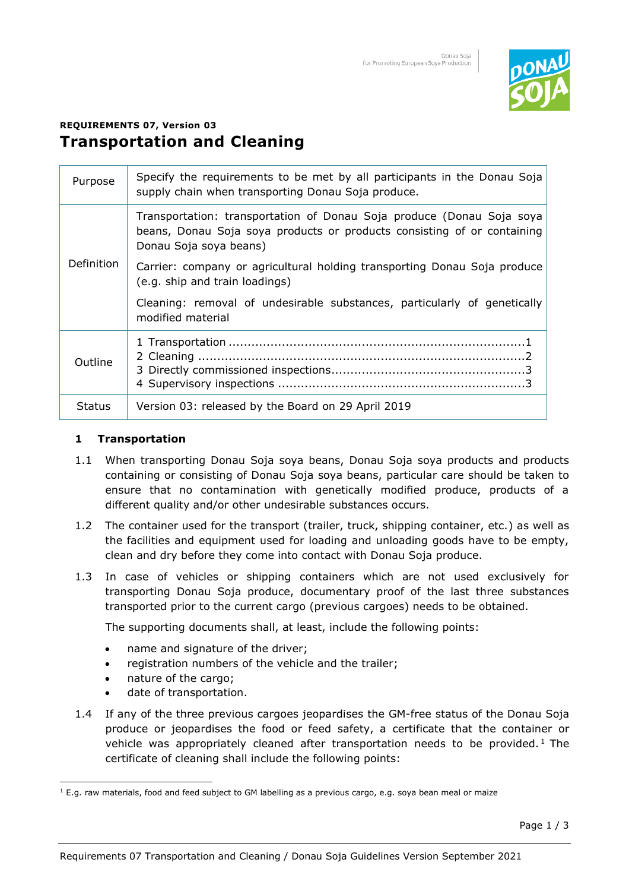**REQUIREMENTS 07, Version 03**

# Transportation and Cleaning

| | |
|---|---|
| Purpose | Specify the requirements to be met by all participants in the Donau Soja supply chain when transporting Donau Soja produce. |
| Definition | Transportation: transportation of Donau Soja produce (Donau Soja soya beans, Donau Soja soya products or products consisting of or containing Donau Soja soya beans)<br><br>Carrier: company or agricultural holding transporting Donau Soja produce (e.g. ship and train loadings)<br><br>Cleaning: removal of undesirable substances, particularly of genetically modified material |
| Outline | 1 Transportation ..........1<br>2 Cleaning ..........2<br>3 Directly commissioned inspections..........3<br>4 Supervisory inspections ..........3 |
| Status | Version 03: released by the Board on 29 April 2019 |

## 1 Transportation

1.1 When transporting Donau Soja soya beans, Donau Soja soya products and products containing or consisting of Donau Soja soya beans, particular care should be taken to ensure that no contamination with genetically modified produce, products of a different quality and/or other undesirable substances occurs.

1.2 The container used for the transport (trailer, truck, shipping container, etc.) as well as the facilities and equipment used for loading and unloading goods have to be empty, clean and dry before they come into contact with Donau Soja produce.

1.3 In case of vehicles or shipping containers which are not used exclusively for transporting Donau Soja produce, documentary proof of the last three substances transported prior to the current cargo (previous cargoes) needs to be obtained.

The supporting documents shall, at least, include the following points:

- name and signature of the driver;
- registration numbers of the vehicle and the trailer;
- nature of the cargo;
- date of transportation.

1.4 If any of the three previous cargoes jeopardises the GM-free status of the Donau Soja produce or jeopardises the food or feed safety, a certificate that the container or vehicle was appropriately cleaned after transportation needs to be provided.[1] The certificate of cleaning shall include the following points:

[1] E.g. raw materials, food and feed subject to GM labelling as a previous cargo, e.g. soya bean meal or maize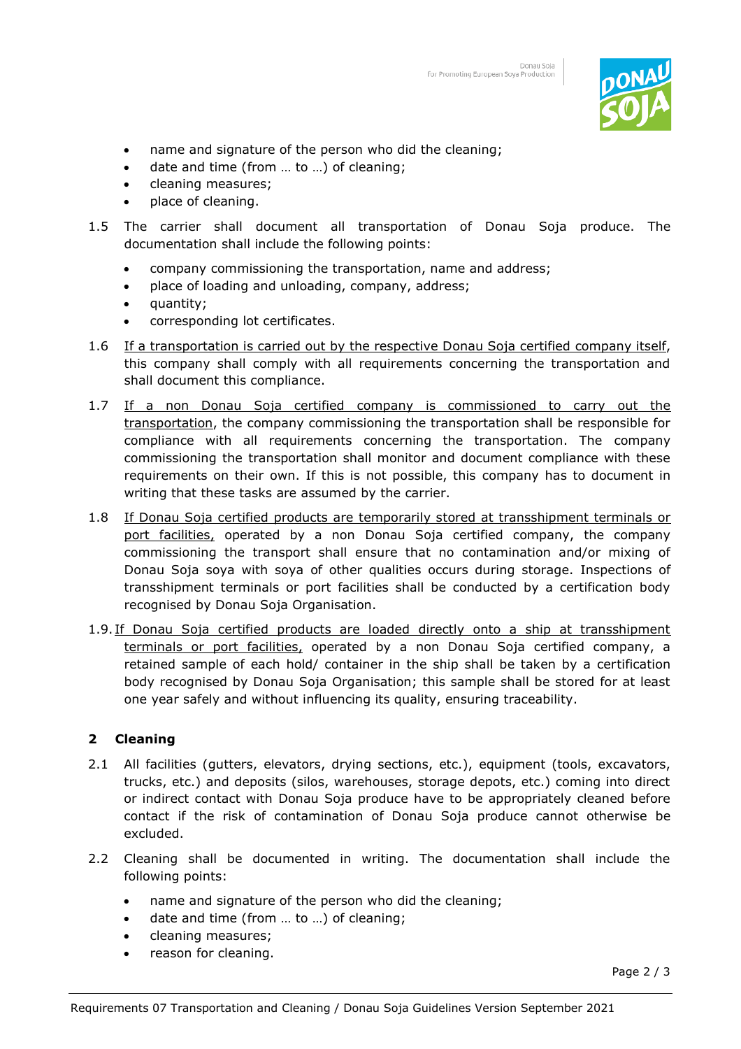- name and signature of the person who did the cleaning;
- date and time (from … to …) of cleaning;
- cleaning measures;
- place of cleaning.

1.5 The carrier shall document all transportation of Donau Soja produce. The documentation shall include the following points:

- company commissioning the transportation, name and address;
- place of loading and unloading, company, address;
- quantity;
- corresponding lot certificates.

1.6 <u>If a transportation is carried out by the respective Donau Soja certified company itself</u>, this company shall comply with all requirements concerning the transportation and shall document this compliance.

1.7 <u>If a non Donau Soja certified company is commissioned to carry out the transportation</u>, the company commissioning the transportation shall be responsible for compliance with all requirements concerning the transportation. The company commissioning the transportation shall monitor and document compliance with these requirements on their own. If this is not possible, this company has to document in writing that these tasks are assumed by the carrier.

1.8 <u>If Donau Soja certified products are temporarily stored at transshipment terminals or port facilities,</u> operated by a non Donau Soja certified company, the company commissioning the transport shall ensure that no contamination and/or mixing of Donau Soja soya with soya of other qualities occurs during storage. Inspections of transshipment terminals or port facilities shall be conducted by a certification body recognised by Donau Soja Organisation.

1.9. <u>If Donau Soja certified products are loaded directly onto a ship at transshipment terminals or port facilities,</u> operated by a non Donau Soja certified company, a retained sample of each hold/ container in the ship shall be taken by a certification body recognised by Donau Soja Organisation; this sample shall be stored for at least one year safely and without influencing its quality, ensuring traceability.

## 2 Cleaning

2.1 All facilities (gutters, elevators, drying sections, etc.), equipment (tools, excavators, trucks, etc.) and deposits (silos, warehouses, storage depots, etc.) coming into direct or indirect contact with Donau Soja produce have to be appropriately cleaned before contact if the risk of contamination of Donau Soja produce cannot otherwise be excluded.

2.2 Cleaning shall be documented in writing. The documentation shall include the following points:

- name and signature of the person who did the cleaning;
- date and time (from … to …) of cleaning;
- cleaning measures;
- reason for cleaning.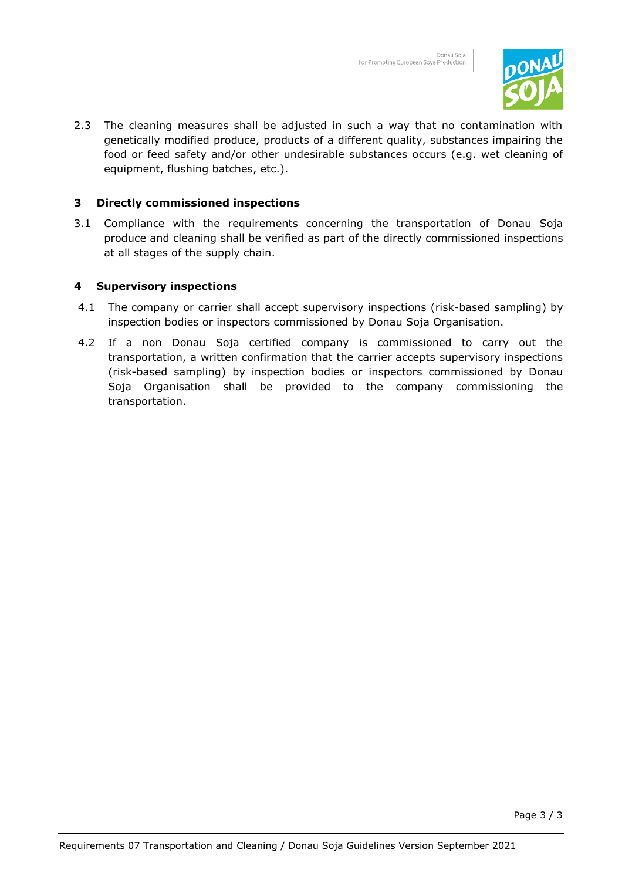2.3 The cleaning measures shall be adjusted in such a way that no contamination with genetically modified produce, products of a different quality, substances impairing the food or feed safety and/or other undesirable substances occurs (e.g. wet cleaning of equipment, flushing batches, etc.).

## 3 Directly commissioned inspections

3.1 Compliance with the requirements concerning the transportation of Donau Soja produce and cleaning shall be verified as part of the directly commissioned inspections at all stages of the supply chain.

## 4 Supervisory inspections

4.1 The company or carrier shall accept supervisory inspections (risk-based sampling) by inspection bodies or inspectors commissioned by Donau Soja Organisation.

4.2 If a non Donau Soja certified company is commissioned to carry out the transportation, a written confirmation that the carrier accepts supervisory inspections (risk-based sampling) by inspection bodies or inspectors commissioned by Donau Soja Organisation shall be provided to the company commissioning the transportation.